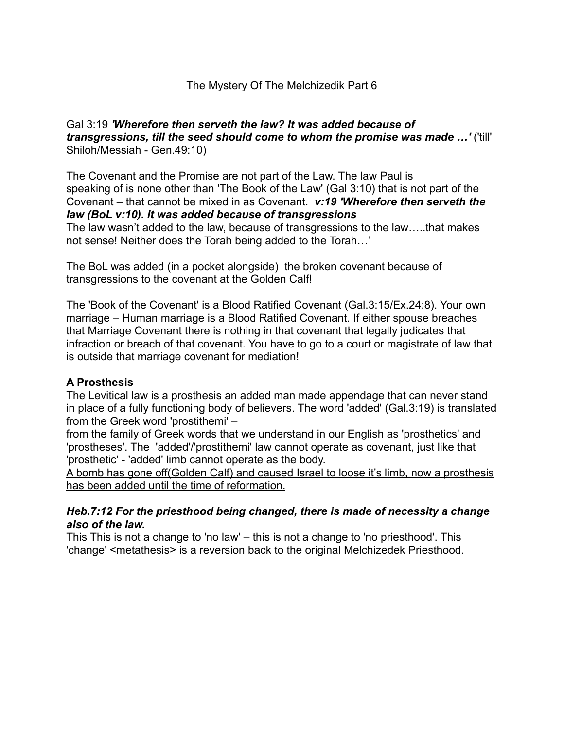# The Mystery Of The Melchizedik Part 6

Gal 3:19 ***'Wherefore then serveth the law? It was added because of transgressions, till the seed should come to whom the promise was made …'*** ('till' Shiloh/Messiah - Gen.49:10)

The Covenant and the Promise are not part of the Law. The law Paul is speaking of is none other than 'The Book of the Law' (Gal 3:10) that is not part of the Covenant – that cannot be mixed in as Covenant. ***v:19 'Wherefore then serveth the law (BoL v:10). It was added because of transgressions***
The law wasn't added to the law, because of transgressions to the law…..that makes not sense! Neither does the Torah being added to the Torah…'

The BoL was added (in a pocket alongside) the broken covenant because of transgressions to the covenant at the Golden Calf!

The 'Book of the Covenant' is a Blood Ratified Covenant (Gal.3:15/Ex.24:8). Your own marriage – Human marriage is a Blood Ratified Covenant. If either spouse breaches that Marriage Covenant there is nothing in that covenant that legally judicates that infraction or breach of that covenant. You have to go to a court or magistrate of law that is outside that marriage covenant for mediation!

**A Prosthesis**
The Levitical law is a prosthesis an added man made appendage that can never stand in place of a fully functioning body of believers. The word 'added' (Gal.3:19) is translated from the Greek word 'prostithemi' –
from the family of Greek words that we understand in our English as 'prosthetics' and 'prostheses'. The 'added'/'prostithemi' law cannot operate as covenant, just like that 'prosthetic' - 'added' limb cannot operate as the body.
<u>A bomb has gone off(Golden Calf) and caused Israel to loose it's limb, now a prosthesis has been added until the time of reformation.</u>

***Heb.7:12 For the priesthood being changed, there is made of necessity a change also of the law.***
This This is not a change to 'no law' – this is not a change to 'no priesthood'. This 'change' <metathesis> is a reversion back to the original Melchizedek Priesthood.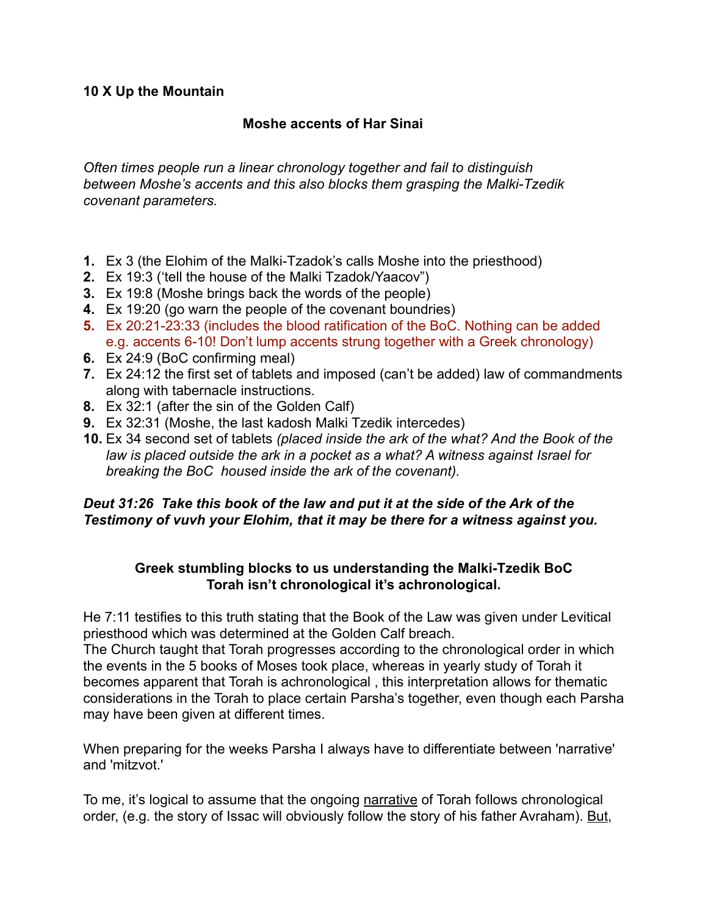**10 X Up the Mountain**

**Moshe accents of Har Sinai**

*Often times people run a linear chronology together and fail to distinguish between Moshe's accents and this also blocks them grasping the Malki-Tzedik covenant parameters.*

1. Ex 3 (the Elohim of the Malki-Tzadok's calls Moshe into the priesthood)
2. Ex 19:3 ('tell the house of the Malki Tzadok/Yaacov")
3. Ex 19:8 (Moshe brings back the words of the people)
4. Ex 19:20 (go warn the people of the covenant boundries)
5. Ex 20:21-23:33 (includes the blood ratification of the BoC. Nothing can be added e.g. accents 6-10! Don't lump accents strung together with a Greek chronology)
6. Ex 24:9 (BoC confirming meal)
7. Ex 24:12 the first set of tablets and imposed (can't be added) law of commandments along with tabernacle instructions.
8. Ex 32:1 (after the sin of the Golden Calf)
9. Ex 32:31 (Moshe, the last kadosh Malki Tzedik intercedes)
10. Ex 34 second set of tablets *(placed inside the ark of the what? And the Book of the law is placed outside the ark in a pocket as a what? A witness against Israel for breaking the BoC housed inside the ark of the covenant).*

***Deut 31:26 Take this book of the law and put it at the side of the Ark of the Testimony of vuvh your Elohim, that it may be there for a witness against you.***

**Greek stumbling blocks to us understanding the Malki-Tzedik BoC**
**Torah isn't chronological it's achronological.**

He 7:11 testifies to this truth stating that the Book of the Law was given under Levitical priesthood which was determined at the Golden Calf breach.
The Church taught that Torah progresses according to the chronological order in which the events in the 5 books of Moses took place, whereas in yearly study of Torah it becomes apparent that Torah is achronological , this interpretation allows for thematic considerations in the Torah to place certain Parsha's together, even though each Parsha may have been given at different times.

When preparing for the weeks Parsha I always have to differentiate between 'narrative' and 'mitzvot.'

To me, it's logical to assume that the ongoing <u>narrative</u> of Torah follows chronological order, (e.g. the story of Issac will obviously follow the story of his father Avraham). <u>But</u>,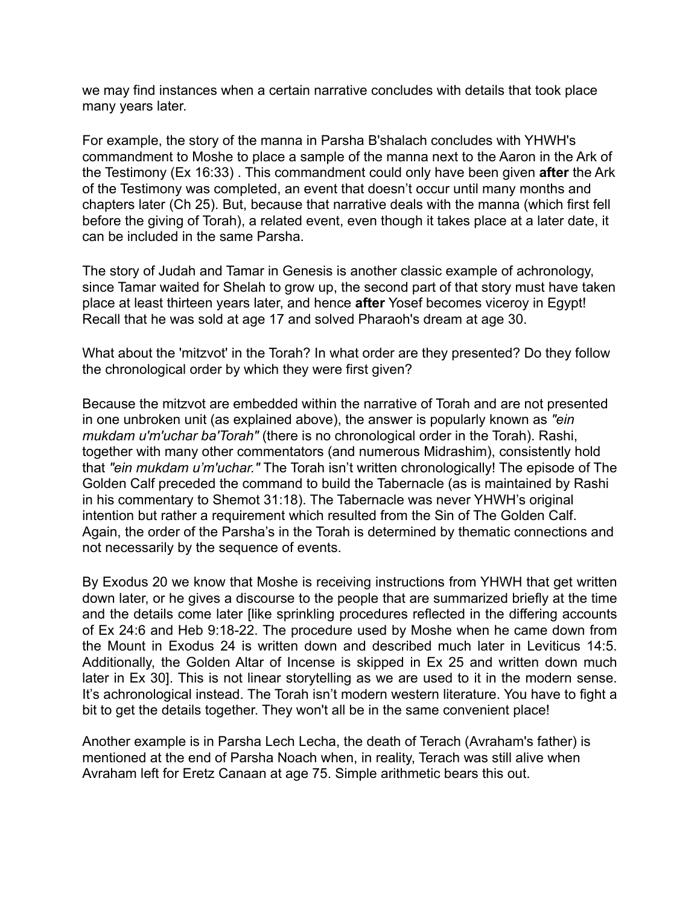we may find instances when a certain narrative concludes with details that took place many years later.

For example, the story of the manna in Parsha B'shalach concludes with YHWH's commandment to Moshe to place a sample of the manna next to the Aaron in the Ark of the Testimony (Ex 16:33) . This commandment could only have been given **after** the Ark of the Testimony was completed, an event that doesn't occur until many months and chapters later (Ch 25). But, because that narrative deals with the manna (which first fell before the giving of Torah), a related event, even though it takes place at a later date, it can be included in the same Parsha.

The story of Judah and Tamar in Genesis is another classic example of achronology, since Tamar waited for Shelah to grow up, the second part of that story must have taken place at least thirteen years later, and hence **after** Yosef becomes viceroy in Egypt! Recall that he was sold at age 17 and solved Pharaoh's dream at age 30.

What about the 'mitzvot' in the Torah? In what order are they presented? Do they follow the chronological order by which they were first given?

Because the mitzvot are embedded within the narrative of Torah and are not presented in one unbroken unit (as explained above), the answer is popularly known as *"ein mukdam u'm'uchar ba'Torah"* (there is no chronological order in the Torah). Rashi, together with many other commentators (and numerous Midrashim), consistently hold that *"ein mukdam u'm'uchar."* The Torah isn't written chronologically! The episode of The Golden Calf preceded the command to build the Tabernacle (as is maintained by Rashi in his commentary to Shemot 31:18). The Tabernacle was never YHWH's original intention but rather a requirement which resulted from the Sin of The Golden Calf. Again, the order of the Parsha's in the Torah is determined by thematic connections and not necessarily by the sequence of events.

By Exodus 20 we know that Moshe is receiving instructions from YHWH that get written down later, or he gives a discourse to the people that are summarized briefly at the time and the details come later [like sprinkling procedures reflected in the differing accounts of Ex 24:6 and Heb 9:18-22. The procedure used by Moshe when he came down from the Mount in Exodus 24 is written down and described much later in Leviticus 14:5. Additionally, the Golden Altar of Incense is skipped in Ex 25 and written down much later in Ex 30]. This is not linear storytelling as we are used to it in the modern sense. It's achronological instead. The Torah isn't modern western literature. You have to fight a bit to get the details together. They won't all be in the same convenient place!

Another example is in Parsha Lech Lecha, the death of Terach (Avraham's father) is mentioned at the end of Parsha Noach when, in reality, Terach was still alive when Avraham left for Eretz Canaan at age 75. Simple arithmetic bears this out.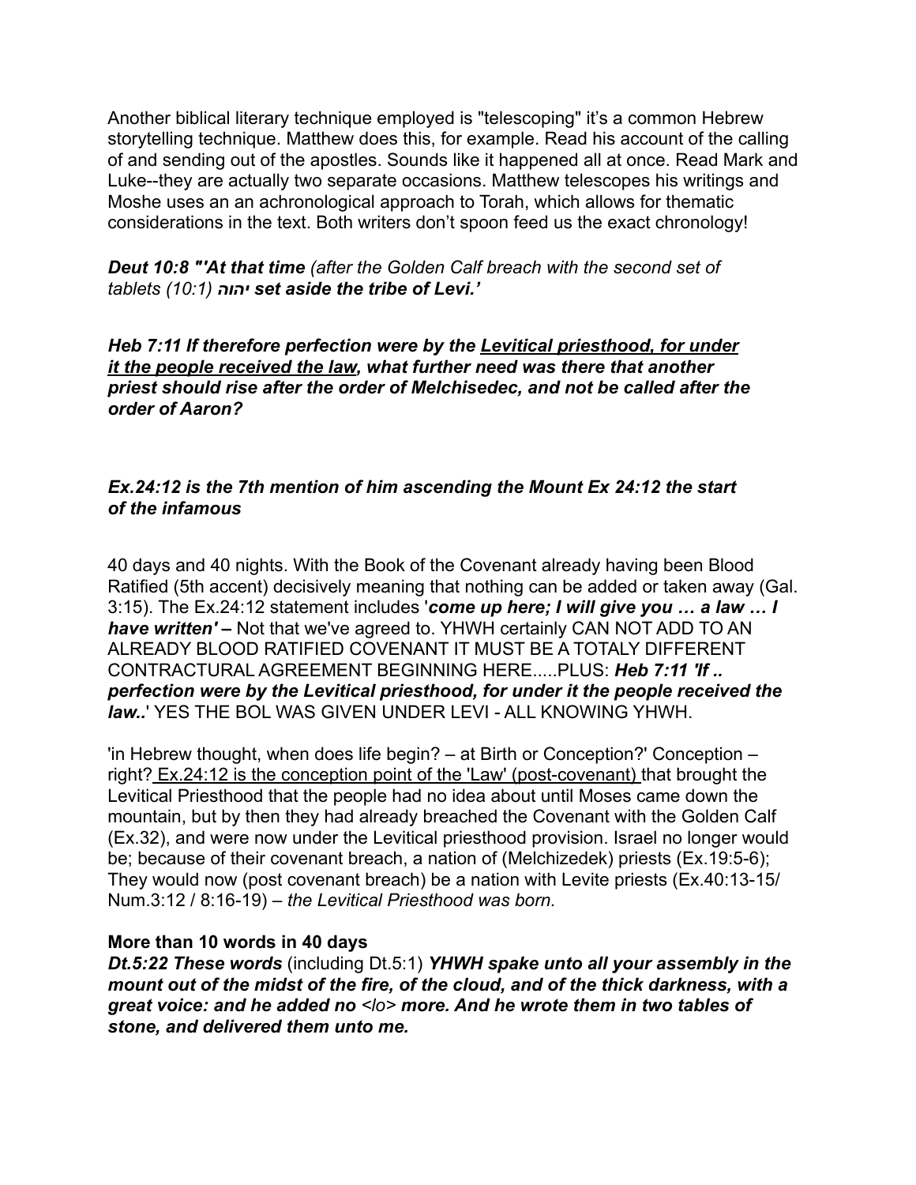Another biblical literary technique employed is "telescoping" it's a common Hebrew storytelling technique. Matthew does this, for example. Read his account of the calling of and sending out of the apostles. Sounds like it happened all at once. Read Mark and Luke--they are actually two separate occasions. Matthew telescopes his writings and Moshe uses an an achronological approach to Torah, which allows for thematic considerations in the text. Both writers don't spoon feed us the exact chronology!

***Deut 10:8 "'At that time** (after the Golden Calf breach with the second set of tablets (10:1)* ***יהוה set aside the tribe of Levi.'***

***Heb 7:11 If therefore perfection were by the <u>Levitical priesthood, for under it the people received the law</u>, what further need was there that another priest should rise after the order of Melchisedec, and not be called after the order of Aaron?***

***Ex.24:12 is the 7th mention of him ascending the Mount Ex 24:12 the start of the infamous***

40 days and 40 nights. With the Book of the Covenant already having been Blood Ratified (5th accent) decisively meaning that nothing can be added or taken away (Gal. 3:15). The Ex.24:12 statement includes '***come up here; I will give you … a law … I have written' –*** Not that we've agreed to. YHWH certainly CAN NOT ADD TO AN ALREADY BLOOD RATIFIED COVENANT IT MUST BE A TOTALY DIFFERENT CONTRACTURAL AGREEMENT BEGINNING HERE.....PLUS: ***Heb 7:11 'If .. perfection were by the Levitical priesthood, for under it the people received the law..'*** YES THE BOL WAS GIVEN UNDER LEVI - ALL KNOWING YHWH.

'in Hebrew thought, when does life begin? – at Birth or Conception?' Conception – right? <u>Ex.24:12 is the conception point of the 'Law' (post-covenant)</u> that brought the Levitical Priesthood that the people had no idea about until Moses came down the mountain, but by then they had already breached the Covenant with the Golden Calf (Ex.32), and were now under the Levitical priesthood provision. Israel no longer would be; because of their covenant breach, a nation of (Melchizedek) priests (Ex.19:5-6); They would now (post covenant breach) be a nation with Levite priests (Ex.40:13-15/ Num.3:12 / 8:16-19) – *the Levitical Priesthood was born.*

**More than 10 words in 40 days**

***Dt.5:22 These words*** (including Dt.5:1) ***YHWH spake unto all your assembly in the mount out of the midst of the fire, of the cloud, and of the thick darkness, with a great voice: and he added no*** *<lo>* ***more. And he wrote them in two tables of stone, and delivered them unto me.***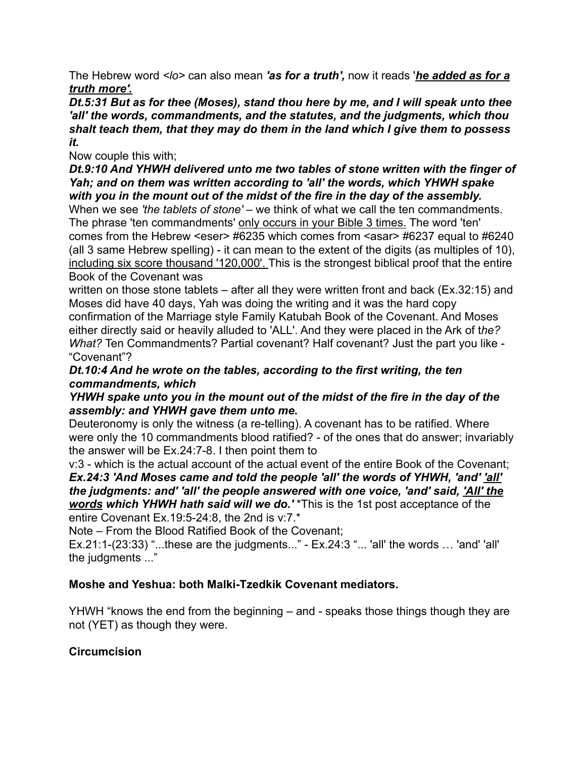The Hebrew word <*lo*> can also mean ***'as for a truth',*** now it reads '***he added as for a truth more'.***

***Dt.5:31 But as for thee (Moses), stand thou here by me, and I will speak unto thee 'all' the words, commandments, and the statutes, and the judgments, which thou shalt teach them, that they may do them in the land which I give them to possess it.***

Now couple this with;

***Dt.9:10 And YHWH delivered unto me two tables of stone written with the finger of Yah; and on them was written according to 'all' the words, which YHWH spake with you in the mount out of the midst of the fire in the day of the assembly.***

When we see *'the tablets of stone'* – we think of what we call the ten commandments. The phrase 'ten commandments' <u>only occurs in your Bible 3 times.</u> The word 'ten' comes from the Hebrew <eser> #6235 which comes from <asar> #6237 equal to #6240 (all 3 same Hebrew spelling) - it can mean to the extent of the digits (as multiples of 10), <u>including six score thousand '120,000'.</u> This is the strongest biblical proof that the entire Book of the Covenant was

written on those stone tablets – after all they were written front and back (Ex.32:15) and Moses did have 40 days, Yah was doing the writing and it was the hard copy confirmation of the Marriage style Family Katubah Book of the Covenant. And Moses either directly said or heavily alluded to 'ALL'. And they were placed in the Ark of t*he? What?* Ten Commandments? Partial covenant? Half covenant? Just the part you like - "Covenant"?

***Dt.10:4 And he wrote on the tables, according to the first writing, the ten commandments, which***

***YHWH spake unto you in the mount out of the midst of the fire in the day of the assembly: and YHWH gave them unto me.***

Deuteronomy is only the witness (a re-telling). A covenant has to be ratified. Where were only the 10 commandments blood ratified? - of the ones that do answer; invariably the answer will be Ex.24:7-8. I then point them to

v:3 - which is the actual account of the actual event of the entire Book of the Covenant;

***Ex.24:3 'And Moses came and told the people 'all' the words of YHWH, 'and' <u>'all'</u> the judgments: and' 'all' the people answered with one voice, 'and' said, <u>'All' the words</u> which YHWH hath said will we do.'*** *This is the 1st post acceptance of the entire Covenant Ex.19:5-24:8, the 2nd is v:7.*

Note – From the Blood Ratified Book of the Covenant;

Ex.21:1-(23:33) "...these are the judgments..." - Ex.24:3 "... 'all' the words … 'and' 'all' the judgments ..."

**Moshe and Yeshua: both Malki-Tzedkik Covenant mediators.**

YHWH "knows the end from the beginning – and - speaks those things though they are not (YET) as though they were.

**Circumcision**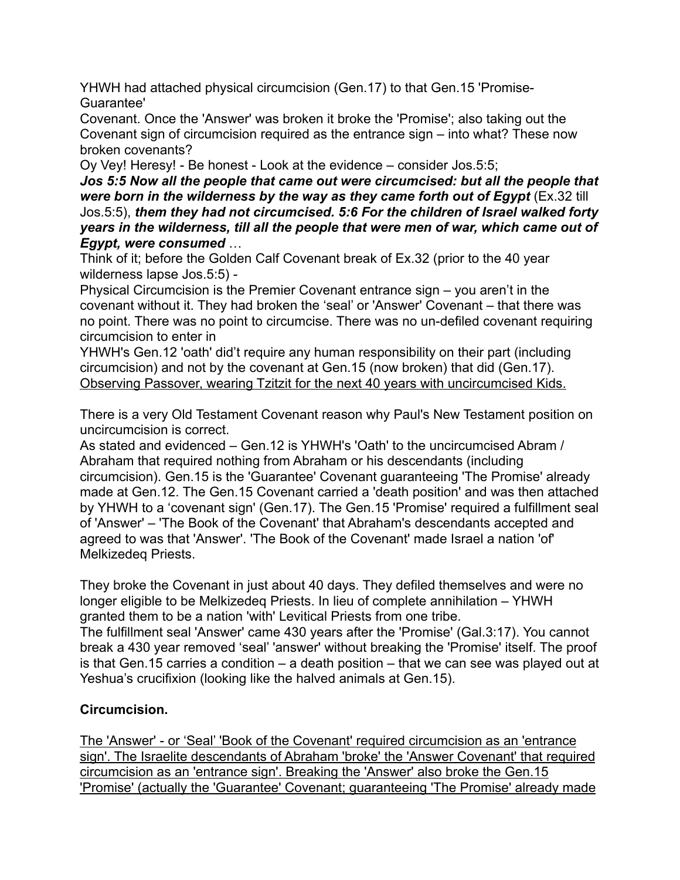YHWH had attached physical circumcision (Gen.17) to that Gen.15 'Promise-Guarantee'
Covenant. Once the 'Answer' was broken it broke the 'Promise'; also taking out the Covenant sign of circumcision required as the entrance sign – into what? These now broken covenants?
Oy Vey! Heresy! - Be honest - Look at the evidence – consider Jos.5:5;
***Jos 5:5 Now all the people that came out were circumcised: but all the people that were born in the wilderness by the way as they came forth out of Egypt*** (Ex.32 till Jos.5:5), ***them they had not circumcised. 5:6 For the children of Israel walked forty years in the wilderness, till all the people that were men of war, which came out of Egypt, were consumed*** …
Think of it; before the Golden Calf Covenant break of Ex.32 (prior to the 40 year wilderness lapse Jos.5:5) -
Physical Circumcision is the Premier Covenant entrance sign – you aren't in the covenant without it. They had broken the 'seal' or 'Answer' Covenant – that there was no point. There was no point to circumcise. There was no un-defiled covenant requiring circumcision to enter in
YHWH's Gen.12 'oath' did't require any human responsibility on their part (including circumcision) and not by the covenant at Gen.15 (now broken) that did (Gen.17).
<u>Observing Passover, wearing Tzitzit for the next 40 years with uncircumcised Kids.</u>

There is a very Old Testament Covenant reason why Paul's New Testament position on uncircumcision is correct.
As stated and evidenced – Gen.12 is YHWH's 'Oath' to the uncircumcised Abram / Abraham that required nothing from Abraham or his descendants (including circumcision). Gen.15 is the 'Guarantee' Covenant guaranteeing 'The Promise' already made at Gen.12. The Gen.15 Covenant carried a 'death position' and was then attached by YHWH to a 'covenant sign' (Gen.17). The Gen.15 'Promise' required a fulfillment seal of 'Answer' – 'The Book of the Covenant' that Abraham's descendants accepted and agreed to was that 'Answer'. 'The Book of the Covenant' made Israel a nation 'of' Melkizedeq Priests.

They broke the Covenant in just about 40 days. They defiled themselves and were no longer eligible to be Melkizedeq Priests. In lieu of complete annihilation – YHWH granted them to be a nation 'with' Levitical Priests from one tribe.
The fulfillment seal 'Answer' came 430 years after the 'Promise' (Gal.3:17). You cannot break a 430 year removed 'seal' 'answer' without breaking the 'Promise' itself. The proof is that Gen.15 carries a condition – a death position – that we can see was played out at Yeshua's crucifixion (looking like the halved animals at Gen.15).

**Circumcision.**

<u>The 'Answer' - or 'Seal' 'Book of the Covenant' required circumcision as an 'entrance sign'. The Israelite descendants of Abraham 'broke' the 'Answer Covenant' that required circumcision as an 'entrance sign'. Breaking the 'Answer' also broke the Gen.15 'Promise' (actually the 'Guarantee' Covenant; guaranteeing 'The Promise' already made</u>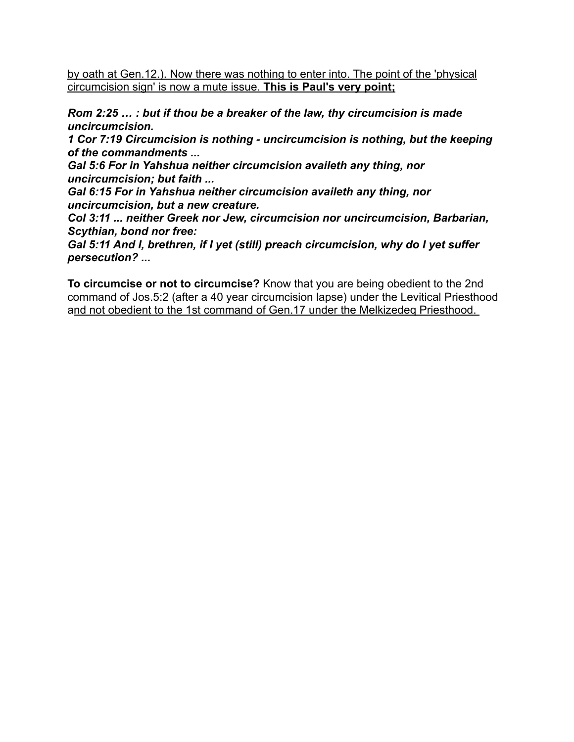<u>by oath at Gen.12.). Now there was nothing to enter into. The point of the 'physical circumcision sign' is now a mute issue.</u> **<u>This is Paul's very point;</u>**

***Rom 2:25 … : but if thou be a breaker of the law, thy circumcision is made uncircumcision.***
***1 Cor 7:19 Circumcision is nothing - uncircumcision is nothing, but the keeping of the commandments ...***
***Gal 5:6 For in Yahshua neither circumcision availeth any thing, nor uncircumcision; but faith ...***
***Gal 6:15 For in Yahshua neither circumcision availeth any thing, nor uncircumcision, but a new creature.***
***Col 3:11 ... neither Greek nor Jew, circumcision nor uncircumcision, Barbarian, Scythian, bond nor free:***
***Gal 5:11 And I, brethren, if I yet (still) preach circumcision, why do I yet suffer persecution? ...***

**To circumcise or not to circumcise?** Know that you are being obedient to the 2nd command of Jos.5:2 (after a 40 year circumcision lapse) under the Levitical Priesthood a<u>nd not obedient to the 1st command of Gen.17 under the Melkizedeq Priesthood.</u>